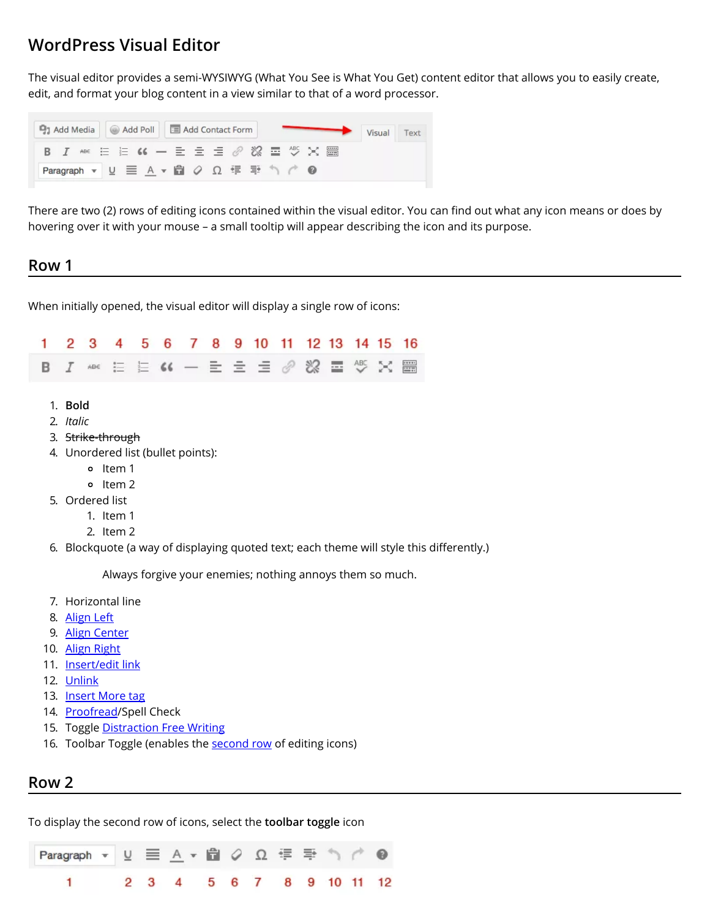# WordPress Visual Editor

The visual editor provides a semi-WYSIWYG (What You See is What You Get) content editor that allows you to easily create, edit, and format your blog content in a view similar to that of a word processor.

There are two (2) rows of editing icons contained within the visual editor. You can find out what any icon means or does by hovering over it with your mouse – a small tooltip will appear describing the icon and its purpose.

## Row 1

When initially opened, the visual editor will display a single row of icons:

1. **Bold**
2. *Italic*
3. ~~Strike-through~~
4. Unordered list (bullet points):
   - Item 1
   - Item 2
5. Ordered list
   1. Item 1
   2. Item 2
6. Blockquote (a way of displaying quoted text; each theme will style this differently.)

   > Always forgive your enemies; nothing annoys them so much.

7. Horizontal line
8. Align Left
9. Align Center
10. Align Right
11. Insert/edit link
12. Unlink
13. Insert More tag
14. Proofread/Spell Check
15. Toggle Distraction Free Writing
16. Toolbar Toggle (enables the second row of editing icons)

## Row 2

To display the second row of icons, select the **toolbar toggle** icon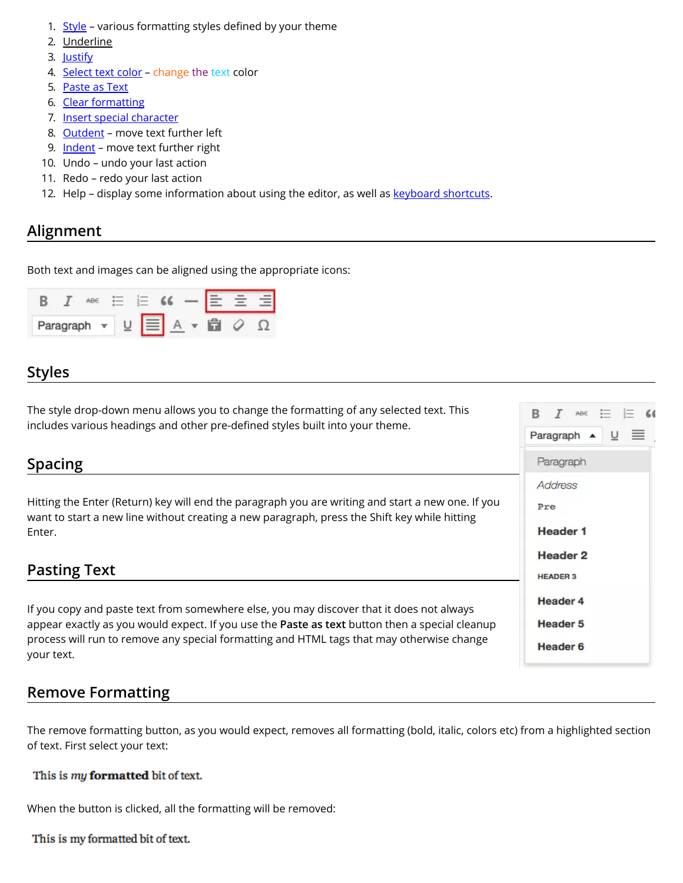1. Style – various formatting styles defined by your theme
2. Underline
3. Justify
4. Select text color – change the text color
5. Paste as Text
6. Clear formatting
7. Insert special character
8. Outdent – move text further left
9. Indent – move text further right
10. Undo – undo your last action
11. Redo – redo your last action
12. Help – display some information about using the editor, as well as keyboard shortcuts.

## Alignment

Both text and images can be aligned using the appropriate icons:

## Styles

The style drop-down menu allows you to change the formatting of any selected text. This includes various headings and other pre-defined styles built into your theme.

## Spacing

Hitting the Enter (Return) key will end the paragraph you are writing and start a new one. If you want to start a new line without creating a new paragraph, press the Shift key while hitting Enter.

## Pasting Text

If you copy and paste text from somewhere else, you may discover that it does not always appear exactly as you would expect. If you use the **Paste as text** button then a special cleanup process will run to remove any special formatting and HTML tags that may otherwise change your text.

## Remove Formatting

The remove formatting button, as you would expect, removes all formatting (bold, italic, colors etc) from a highlighted section of text. First select your text:

This is *my* **formatted** bit of text.

When the button is clicked, all the formatting will be removed:

This is my formatted bit of text.